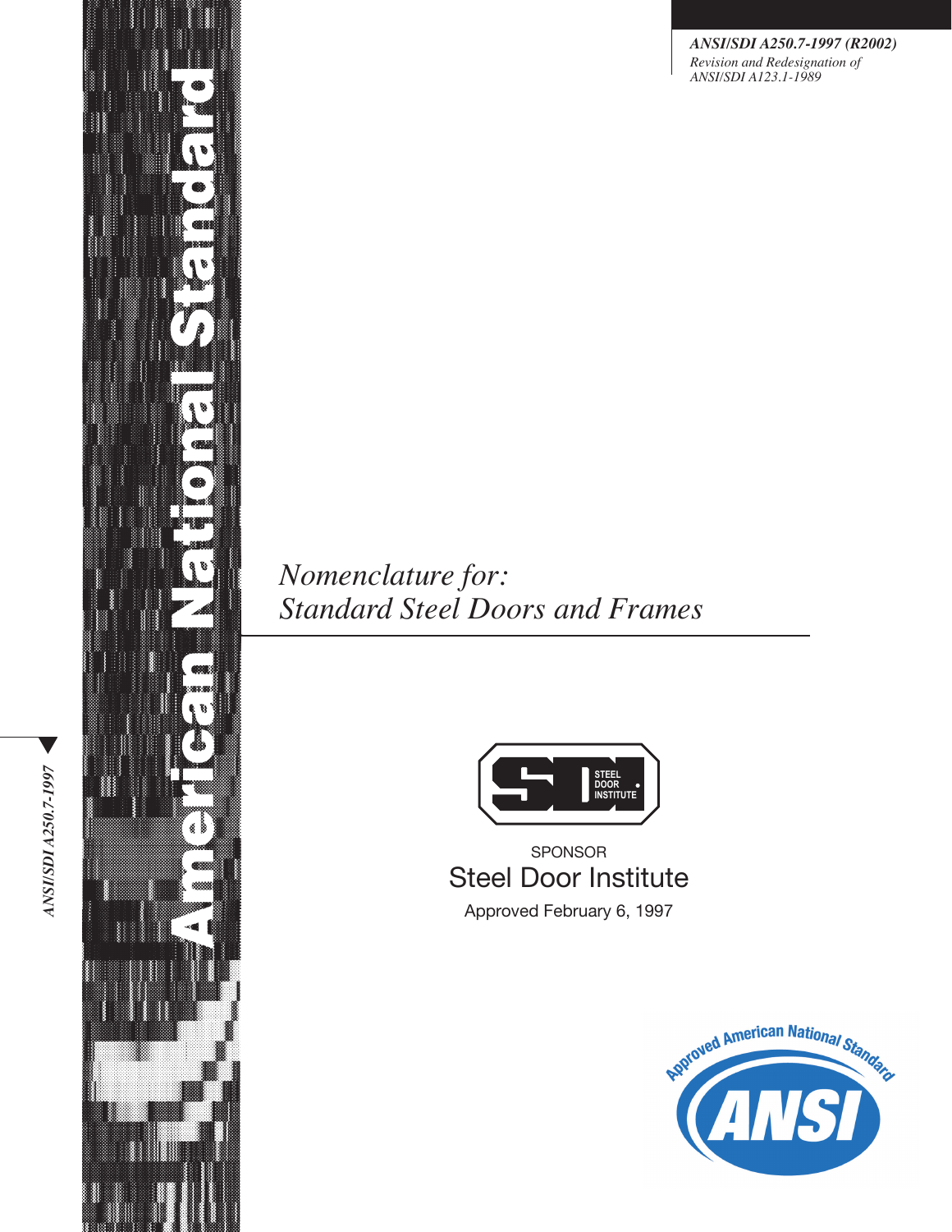***ANSI/SDI A250.7-1997 (R2002)***
*Revision and Redesignation of*
*ANSI/SDI A123.1-1989*

**American National Standard**

# *Nomenclature for: Standard Steel Doors and Frames*

STEEL DOOR INSTITUTE

SPONSOR
Steel Door Institute

Approved February 6, 1997

Approved American National Standard
ANSI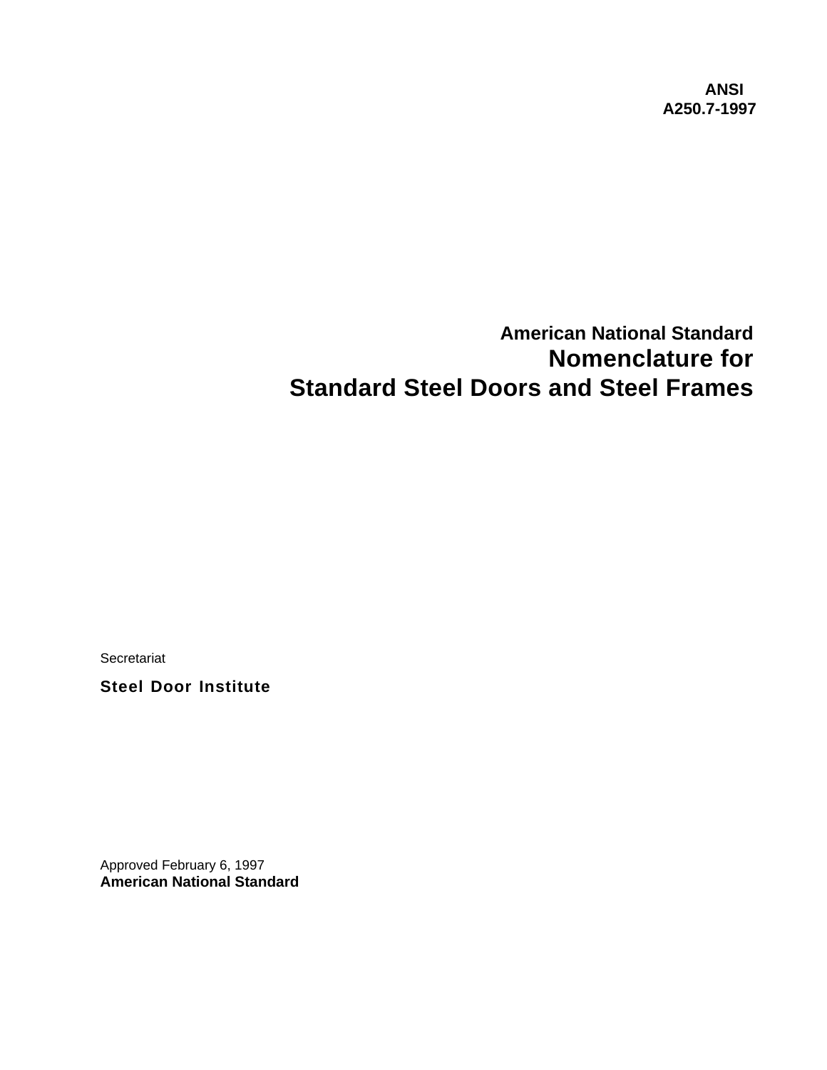**ANSI**
**A250.7-1997**

**American National Standard**

# Nomenclature for Standard Steel Doors and Steel Frames

Secretariat

**Steel Door Institute**

Approved February 6, 1997
**American National Standard**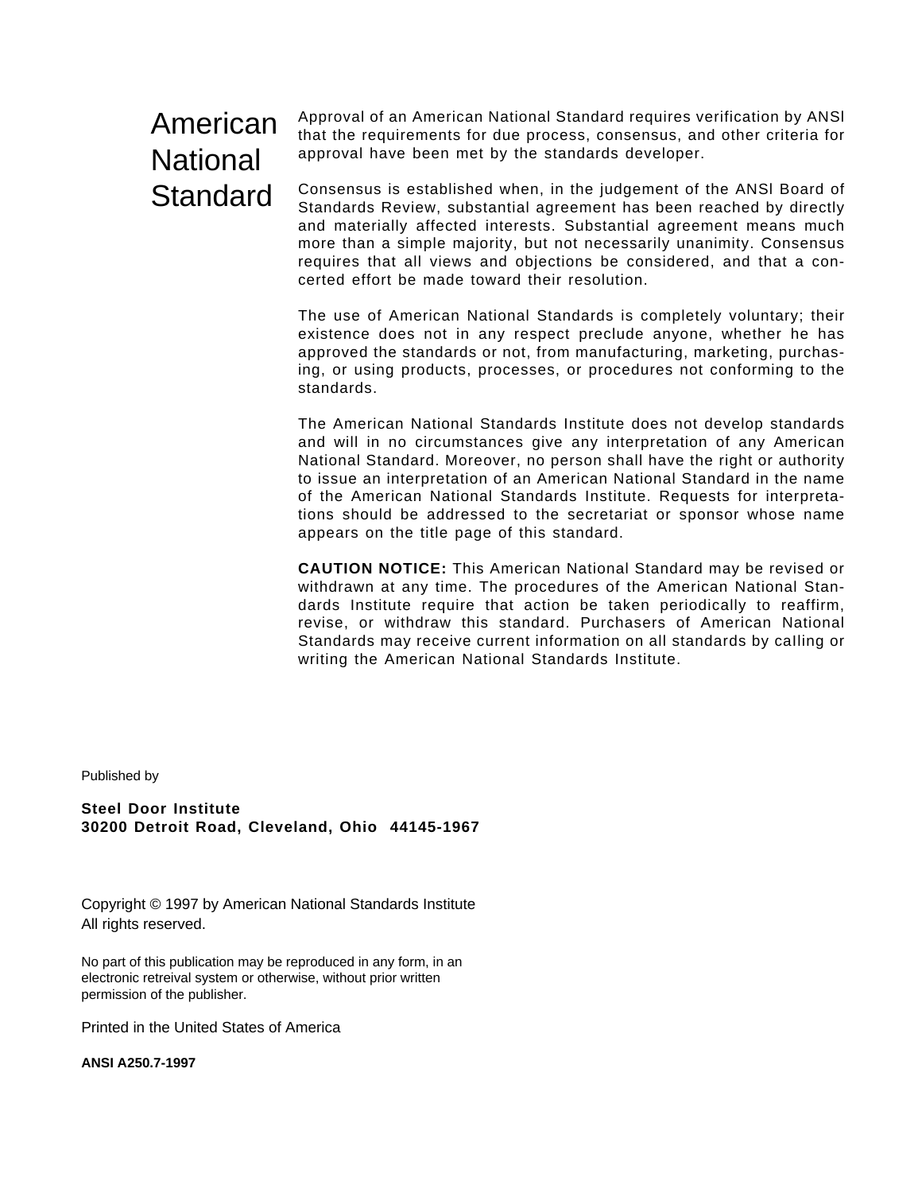# American National Standard

Approval of an American National Standard requires verification by ANSI that the requirements for due process, consensus, and other criteria for approval have been met by the standards developer.

Consensus is established when, in the judgement of the ANSI Board of Standards Review, substantial agreement has been reached by directly and materially affected interests. Substantial agreement means much more than a simple majority, but not necessarily unanimity. Consensus requires that all views and objections be considered, and that a concerted effort be made toward their resolution.

The use of American National Standards is completely voluntary; their existence does not in any respect preclude anyone, whether he has approved the standards or not, from manufacturing, marketing, purchasing, or using products, processes, or procedures not conforming to the standards.

The American National Standards Institute does not develop standards and will in no circumstances give any interpretation of any American National Standard. Moreover, no person shall have the right or authority to issue an interpretation of an American National Standard in the name of the American National Standards Institute. Requests for interpretations should be addressed to the secretariat or sponsor whose name appears on the title page of this standard.

**CAUTION NOTICE:** This American National Standard may be revised or withdrawn at any time. The procedures of the American National Standards Institute require that action be taken periodically to reaffirm, revise, or withdraw this standard. Purchasers of American National Standards may receive current information on all standards by calling or writing the American National Standards Institute.

Published by

**Steel Door Institute**
**30200 Detroit Road, Cleveland, Ohio 44145-1967**

Copyright © 1997 by American National Standards Institute
All rights reserved.

No part of this publication may be reproduced in any form, in an electronic retreival system or otherwise, without prior written permission of the publisher.

Printed in the United States of America

**ANSI A250.7-1997**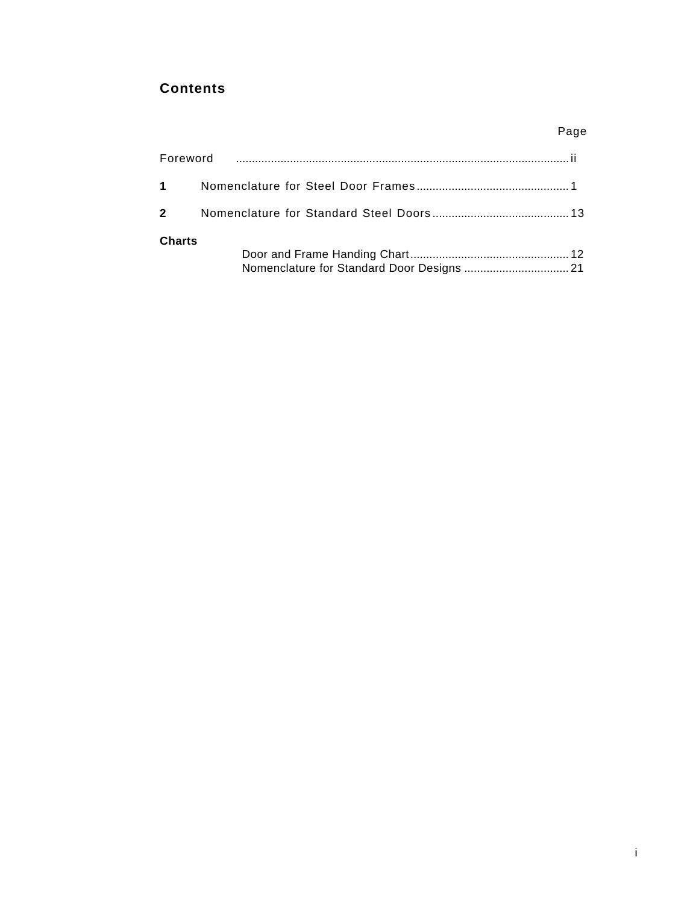## Contents

| | Page |
|---|---|
| Foreword | ii |
| **1** Nomenclature for Steel Door Frames | 1 |
| **2** Nomenclature for Standard Steel Doors | 13 |
| **Charts** | |
| Door and Frame Handing Chart | 12 |
| Nomenclature for Standard Door Designs | 21 |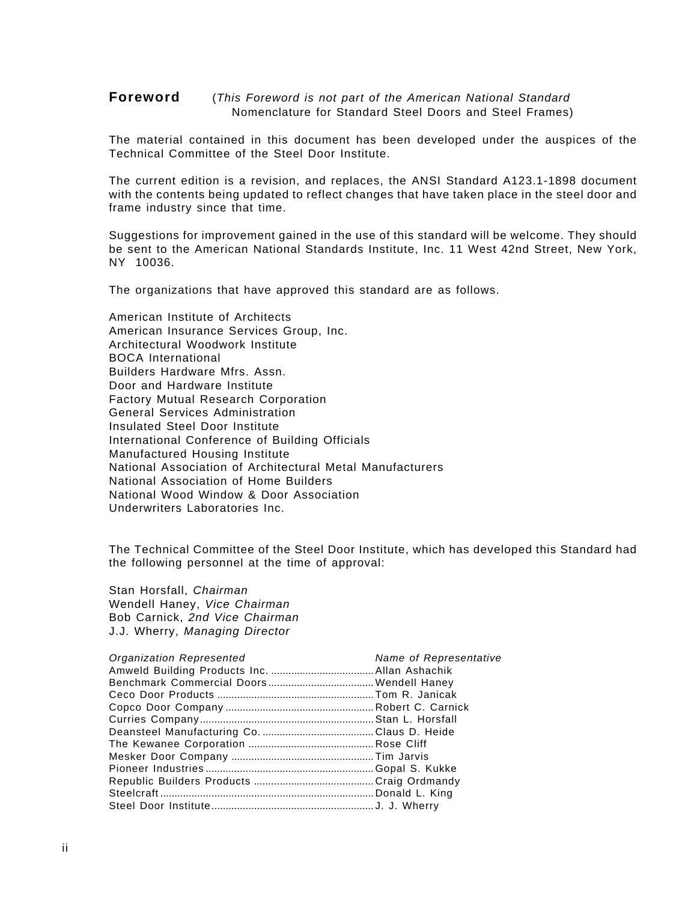# Foreword

(*This Foreword is not part of the American National Standard* Nomenclature for Standard Steel Doors and Steel Frames)

The material contained in this document has been developed under the auspices of the Technical Committee of the Steel Door Institute.

The current edition is a revision, and replaces, the ANSI Standard A123.1-1898 document with the contents being updated to reflect changes that have taken place in the steel door and frame industry since that time.

Suggestions for improvement gained in the use of this standard will be welcome. They should be sent to the American National Standards Institute, Inc. 11 West 42nd Street, New York, NY 10036.

The organizations that have approved this standard are as follows.

American Institute of Architects
American Insurance Services Group, Inc.
Architectural Woodwork Institute
BOCA International
Builders Hardware Mfrs. Assn.
Door and Hardware Institute
Factory Mutual Research Corporation
General Services Administration
Insulated Steel Door Institute
International Conference of Building Officials
Manufactured Housing Institute
National Association of Architectural Metal Manufacturers
National Association of Home Builders
National Wood Window & Door Association
Underwriters Laboratories Inc.

The Technical Committee of the Steel Door Institute, which has developed this Standard had the following personnel at the time of approval:

Stan Horsfall, *Chairman*
Wendell Haney, *Vice Chairman*
Bob Carnick, *2nd Vice Chairman*
J.J. Wherry, *Managing Director*

| *Organization Represented* | *Name of Representative* |
|---|---|
| Amweld Building Products Inc. | Allan Ashachik |
| Benchmark Commercial Doors | Wendell Haney |
| Ceco Door Products | Tom R. Janicak |
| Copco Door Company | Robert C. Carnick |
| Curries Company | Stan L. Horsfall |
| Deansteel Manufacturing Co. | Claus D. Heide |
| The Kewanee Corporation | Rose Cliff |
| Mesker Door Company | Tim Jarvis |
| Pioneer Industries | Gopal S. Kukke |
| Republic Builders Products | Craig Ordmandy |
| Steelcraft | Donald L. King |
| Steel Door Institute | J. J. Wherry |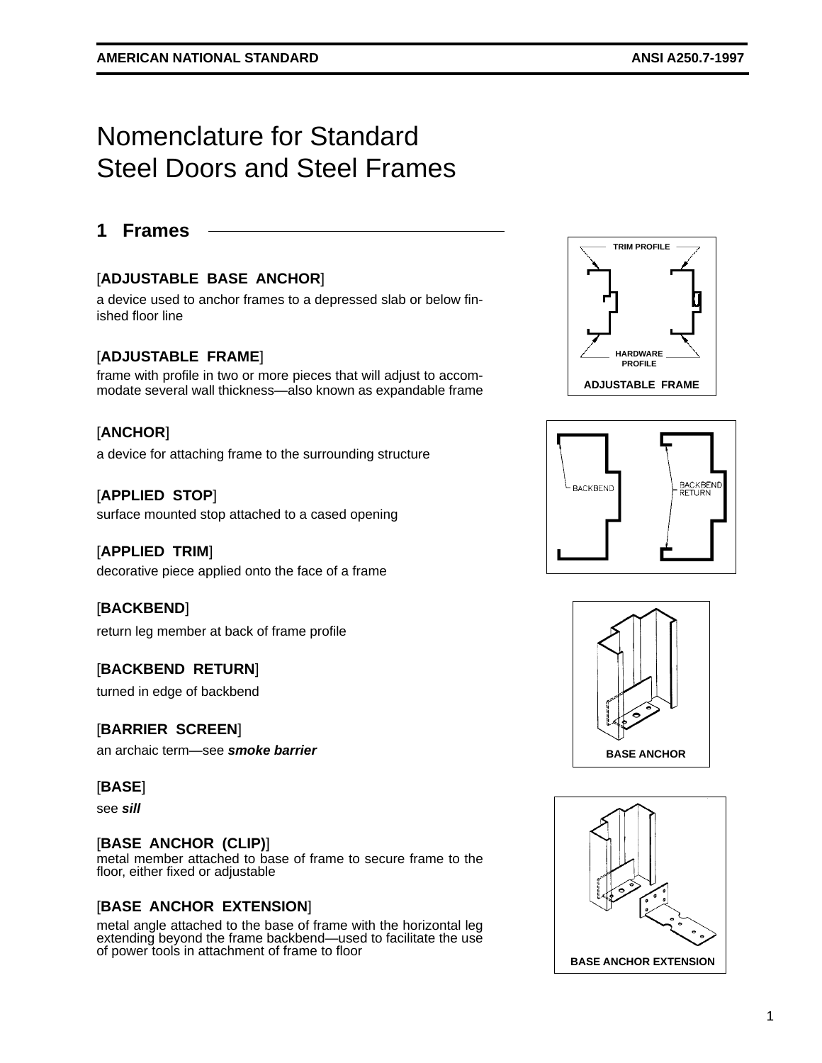# Nomenclature for Standard Steel Doors and Steel Frames

## 1 Frames

[**ADJUSTABLE BASE ANCHOR**]

a device used to anchor frames to a depressed slab or below finished floor line

[**ADJUSTABLE FRAME**]

frame with profile in two or more pieces that will adjust to accommodate several wall thickness—also known as expandable frame

[**ANCHOR**]

a device for attaching frame to the surrounding structure

[**APPLIED STOP**]

surface mounted stop attached to a cased opening

[**APPLIED TRIM**]

decorative piece applied onto the face of a frame

[**BACKBEND**]

return leg member at back of frame profile

[**BACKBEND RETURN**]

turned in edge of backbend

[**BARRIER SCREEN**]

an archaic term—see ***smoke barrier***

[**BASE**]

see ***sill***

[**BASE ANCHOR (CLIP)**]

metal member attached to base of frame to secure frame to the floor, either fixed or adjustable

[**BASE ANCHOR EXTENSION**]

metal angle attached to the base of frame with the horizontal leg extending beyond the frame backbend—used to facilitate the use of power tools in attachment of frame to floor

TRIM PROFILE

HARDWARE PROFILE

ADJUSTABLE FRAME

BACKBEND

BACKBEND RETURN

BASE ANCHOR

BASE ANCHOR EXTENSION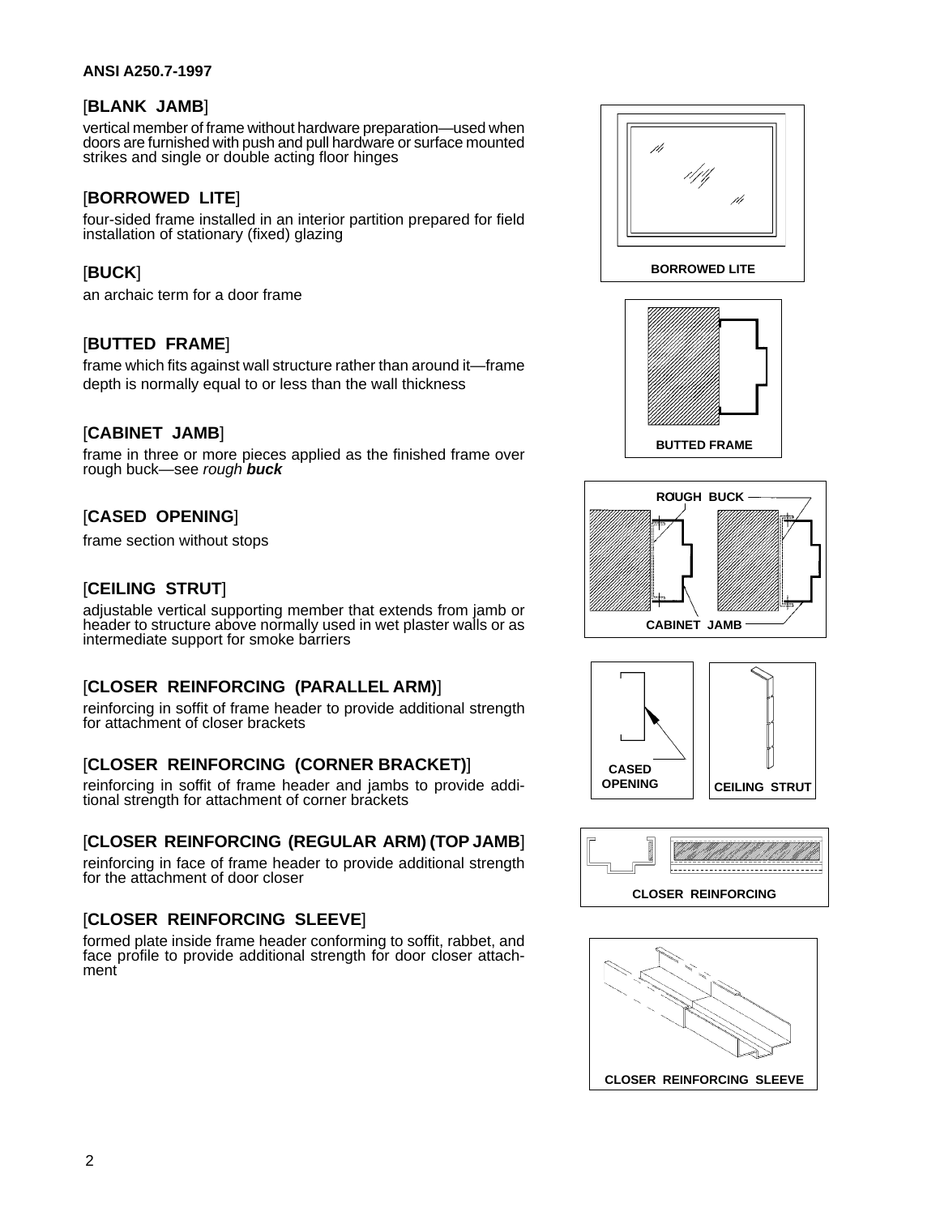[**BLANK JAMB**]

vertical member of frame without hardware preparation—used when doors are furnished with push and pull hardware or surface mounted strikes and single or double acting floor hinges

[**BORROWED LITE**]

four-sided frame installed in an interior partition prepared for field installation of stationary (fixed) glazing

[**BUCK**]

an archaic term for a door frame

[**BUTTED FRAME**]

frame which fits against wall structure rather than around it—frame depth is normally equal to or less than the wall thickness

[**CABINET JAMB**]

frame in three or more pieces applied as the finished frame over rough buck—see *rough* ***buck***

[**CASED OPENING**]

frame section without stops

[**CEILING STRUT**]

adjustable vertical supporting member that extends from jamb or header to structure above normally used in wet plaster walls or as intermediate support for smoke barriers

[**CLOSER REINFORCING (PARALLEL ARM)**]

reinforcing in soffit of frame header to provide additional strength for attachment of closer brackets

[**CLOSER REINFORCING (CORNER BRACKET)**]

reinforcing in soffit of frame header and jambs to provide additional strength for attachment of corner brackets

[**CLOSER REINFORCING (REGULAR ARM) (TOP JAMB**]

reinforcing in face of frame header to provide additional strength for the attachment of door closer

[**CLOSER REINFORCING SLEEVE**]

formed plate inside frame header conforming to soffit, rabbet, and face profile to provide additional strength for door closer attachment

**BORROWED LITE**

**BUTTED FRAME**

**ROUGH BUCK**

**CABINET JAMB**

**CASED OPENING**

**CEILING STRUT**

**CLOSER REINFORCING**

**CLOSER REINFORCING SLEEVE**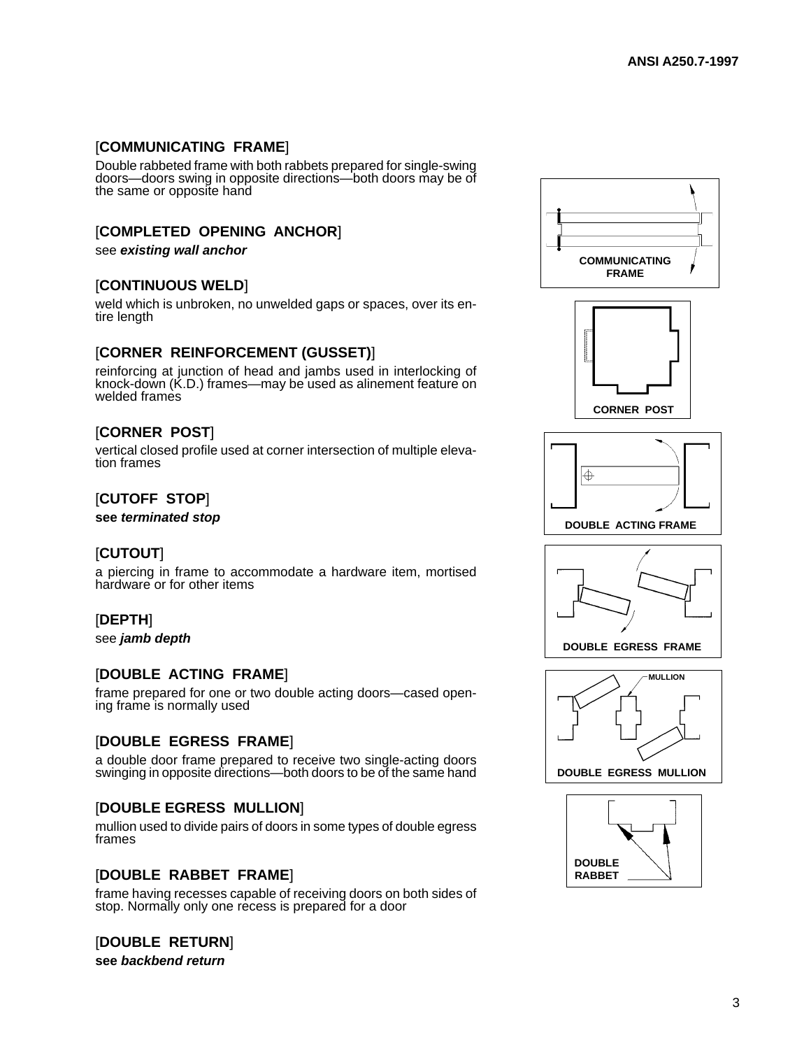[**COMMUNICATING FRAME**]

Double rabbeted frame with both rabbets prepared for single-swing doors—doors swing in opposite directions—both doors may be of the same or opposite hand

[**COMPLETED OPENING ANCHOR**]

see ***existing wall anchor***

[**CONTINUOUS WELD**]

weld which is unbroken, no unwelded gaps or spaces, over its entire length

[**CORNER REINFORCEMENT (GUSSET)**]

reinforcing at junction of head and jambs used in interlocking of knock-down (K.D.) frames—may be used as alinement feature on welded frames

[**CORNER POST**]

vertical closed profile used at corner intersection of multiple elevation frames

[**CUTOFF STOP**]

**see *terminated stop***

[**CUTOUT**]

a piercing in frame to accommodate a hardware item, mortised hardware or for other items

[**DEPTH**]

see ***jamb depth***

[**DOUBLE ACTING FRAME**]

frame prepared for one or two double acting doors—cased opening frame is normally used

[**DOUBLE EGRESS FRAME**]

a double door frame prepared to receive two single-acting doors swinging in opposite directions—both doors to be of the same hand

[**DOUBLE EGRESS MULLION**]

mullion used to divide pairs of doors in some types of double egress frames

[**DOUBLE RABBET FRAME**]

frame having recesses capable of receiving doors on both sides of stop. Normally only one recess is prepared for a door

[**DOUBLE RETURN**]

**see *backbend return***

COMMUNICATING FRAME

CORNER POST

DOUBLE ACTING FRAME

DOUBLE EGRESS FRAME

MULLION

DOUBLE EGRESS MULLION

DOUBLE RABBET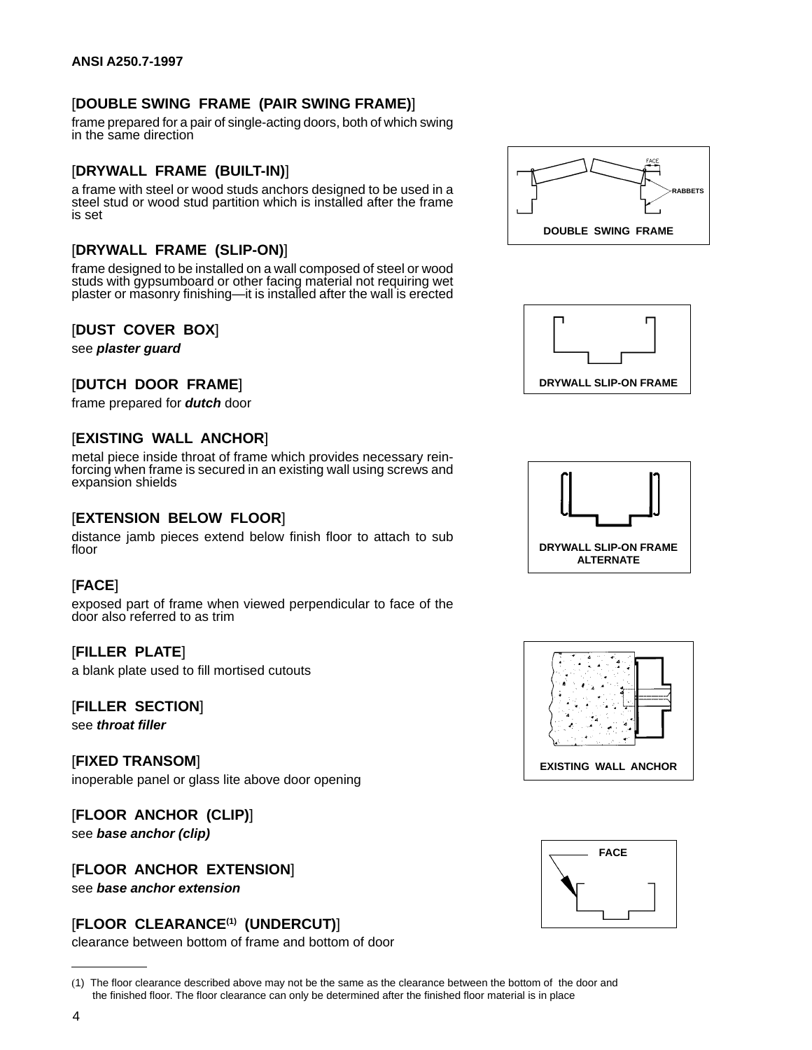[**DOUBLE SWING FRAME (PAIR SWING FRAME)**]

frame prepared for a pair of single-acting doors, both of which swing in the same direction

[**DRYWALL FRAME (BUILT-IN)**]

a frame with steel or wood studs anchors designed to be used in a steel stud or wood stud partition which is installed after the frame is set

[**DRYWALL FRAME (SLIP-ON)**]

frame designed to be installed on a wall composed of steel or wood studs with gypsumboard or other facing material not requiring wet plaster or masonry finishing—it is installed after the wall is erected

[**DUST COVER BOX**]

see ***plaster guard***

[**DUTCH DOOR FRAME**]

frame prepared for ***dutch*** door

[**EXISTING WALL ANCHOR**]

metal piece inside throat of frame which provides necessary reinforcing when frame is secured in an existing wall using screws and expansion shields

[**EXTENSION BELOW FLOOR**]

distance jamb pieces extend below finish floor to attach to sub floor

[**FACE**]

exposed part of frame when viewed perpendicular to face of the door also referred to as trim

[**FILLER PLATE**]

a blank plate used to fill mortised cutouts

[**FILLER SECTION**]

see ***throat filler***

[**FIXED TRANSOM**]

inoperable panel or glass lite above door opening

[**FLOOR ANCHOR (CLIP)**]

see ***base anchor (clip)***

[**FLOOR ANCHOR EXTENSION**]

see ***base anchor extension***

[**FLOOR CLEARANCE[1] (UNDERCUT)**]

clearance between bottom of frame and bottom of door

FACE

RABBETS

**DOUBLE SWING FRAME**

**DRYWALL SLIP-ON FRAME**

**DRYWALL SLIP-ON FRAME ALTERNATE**

**EXISTING WALL ANCHOR**

**FACE**

---

(1) The floor clearance described above may not be the same as the clearance between the bottom of the door and the finished floor. The floor clearance can only be determined after the finished floor material is in place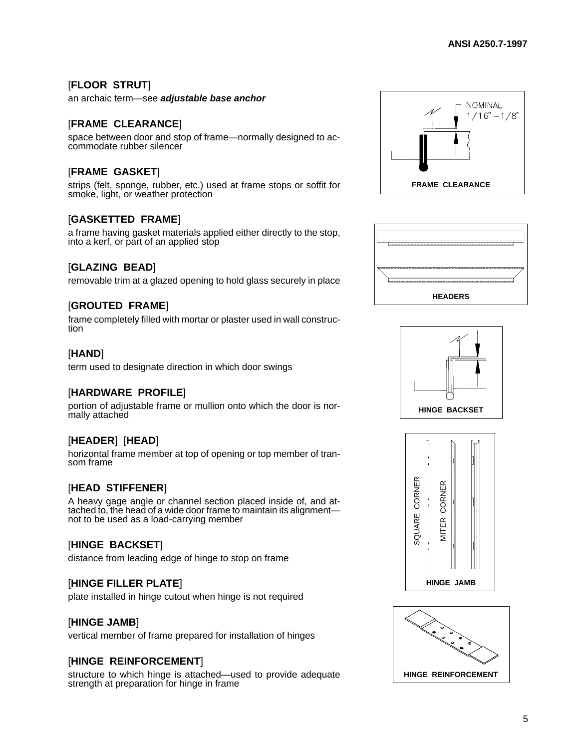[**FLOOR STRUT**]

an archaic term—see ***adjustable base anchor***

[**FRAME CLEARANCE**]

space between door and stop of frame—normally designed to accommodate rubber silencer

[**FRAME GASKET**]

strips (felt, sponge, rubber, etc.) used at frame stops or soffit for smoke, light, or weather protection

[**GASKETTED FRAME**]

a frame having gasket materials applied either directly to the stop, into a kerf, or part of an applied stop

[**GLAZING BEAD**]

removable trim at a glazed opening to hold glass securely in place

[**GROUTED FRAME**]

frame completely filled with mortar or plaster used in wall construction

[**HAND**]

term used to designate direction in which door swings

[**HARDWARE PROFILE**]

portion of adjustable frame or mullion onto which the door is normally attached

[**HEADER**] [**HEAD**]

horizontal frame member at top of opening or top member of transom frame

[**HEAD STIFFENER**]

A heavy gage angle or channel section placed inside of, and attached to, the head of a wide door frame to maintain its alignment—not to be used as a load-carrying member

[**HINGE BACKSET**]

distance from leading edge of hinge to stop on frame

[**HINGE FILLER PLATE**]

plate installed in hinge cutout when hinge is not required

[**HINGE JAMB**]

vertical member of frame prepared for installation of hinges

[**HINGE REINFORCEMENT**]

structure to which hinge is attached—used to provide adequate strength at preparation for hinge in frame

NOMINAL 1/16" – 1/8"

**FRAME CLEARANCE**

**HEADERS**

**HINGE BACKSET**

SQUARE CORNER

MITER CORNER

**HINGE JAMB**

**HINGE REINFORCEMENT**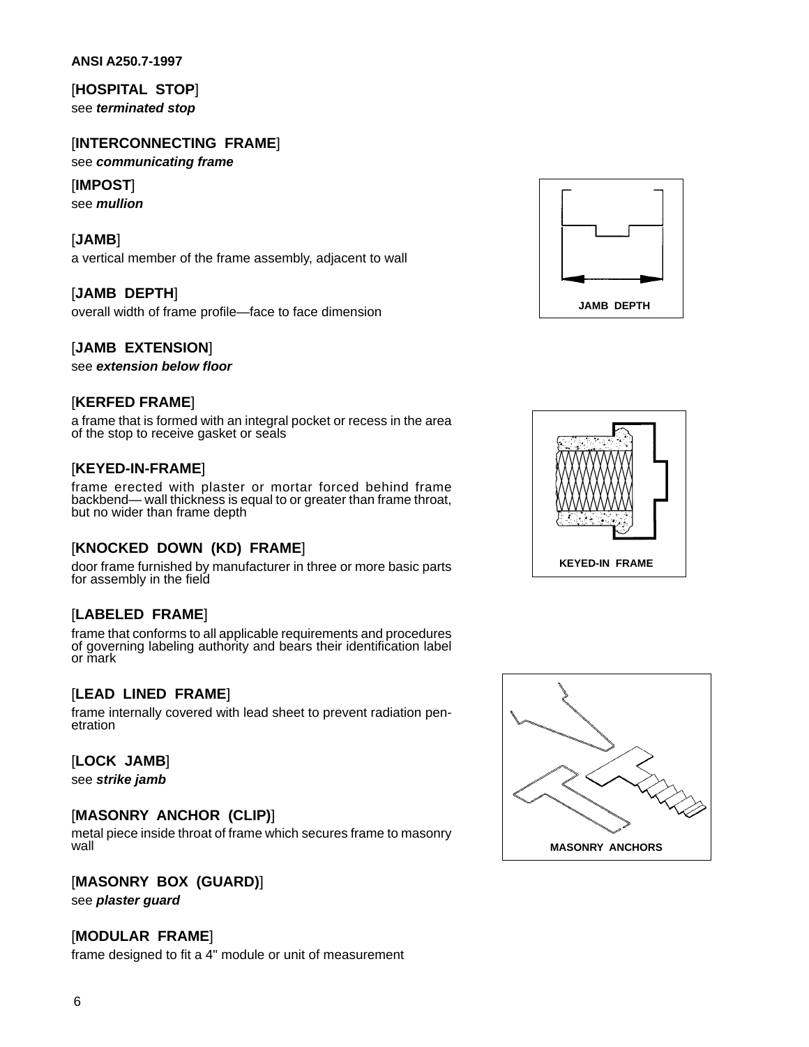**[HOSPITAL STOP]**
see ***terminated stop***

**[INTERCONNECTING FRAME]**
see ***communicating frame***

**[IMPOST]**
see ***mullion***

**[JAMB]**
a vertical member of the frame assembly, adjacent to wall

**[JAMB DEPTH]**
overall width of frame profile—face to face dimension

JAMB DEPTH

**[JAMB EXTENSION]**
see ***extension below floor***

**[KERFED FRAME]**
a frame that is formed with an integral pocket or recess in the area of the stop to receive gasket or seals

**[KEYED-IN-FRAME]**
frame erected with plaster or mortar forced behind frame backbend— wall thickness is equal to or greater than frame throat, but no wider than frame depth

KEYED-IN FRAME

**[KNOCKED DOWN (KD) FRAME]**
door frame furnished by manufacturer in three or more basic parts for assembly in the field

**[LABELED FRAME]**
frame that conforms to all applicable requirements and procedures of governing labeling authority and bears their identification label or mark

**[LEAD LINED FRAME]**
frame internally covered with lead sheet to prevent radiation penetration

**[LOCK JAMB]**
see ***strike jamb***

**[MASONRY ANCHOR (CLIP)]**
metal piece inside throat of frame which secures frame to masonry wall

MASONRY ANCHORS

**[MASONRY BOX (GUARD)]**
see ***plaster guard***

**[MODULAR FRAME]**
frame designed to fit a 4" module or unit of measurement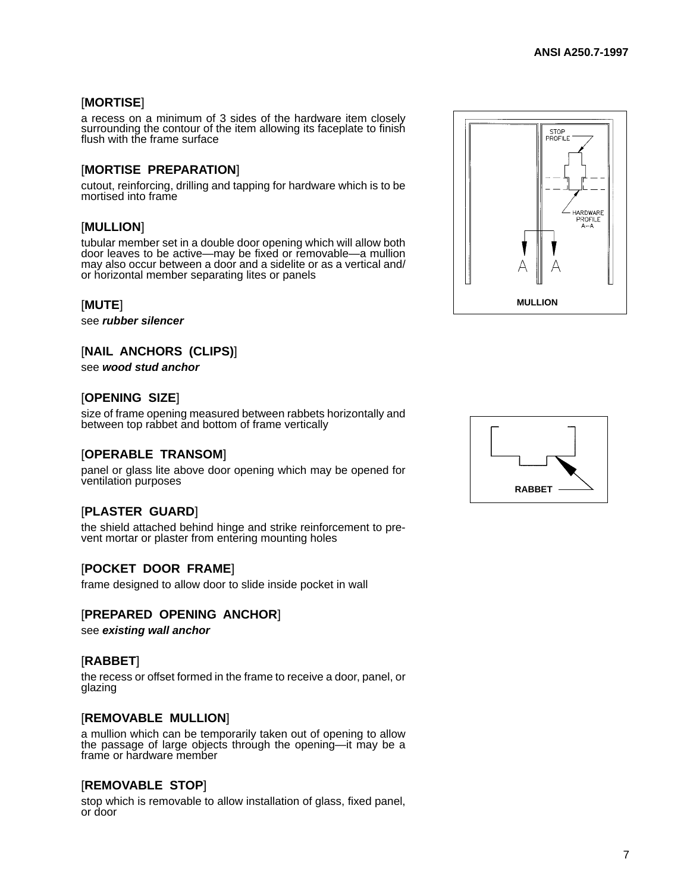**[MORTISE]**

a recess on a minimum of 3 sides of the hardware item closely surrounding the contour of the item allowing its faceplate to finish flush with the frame surface

**[MORTISE PREPARATION]**

cutout, reinforcing, drilling and tapping for hardware which is to be mortised into frame

**[MULLION]**

tubular member set in a double door opening which will allow both door leaves to be active—may be fixed or removable—a mullion may also occur between a door and a sidelite or as a vertical and/or horizontal member separating lites or panels

STOP PROFILE

HARDWARE PROFILE A–A

A A

MULLION

**[MUTE]**

see ***rubber silencer***

**[NAIL ANCHORS (CLIPS)]**

see ***wood stud anchor***

**[OPENING SIZE]**

size of frame opening measured between rabbets horizontally and between top rabbet and bottom of frame vertically

**[OPERABLE TRANSOM]**

panel or glass lite above door opening which may be opened for ventilation purposes

RABBET

**[PLASTER GUARD]**

the shield attached behind hinge and strike reinforcement to prevent mortar or plaster from entering mounting holes

**[POCKET DOOR FRAME]**

frame designed to allow door to slide inside pocket in wall

**[PREPARED OPENING ANCHOR]**

see ***existing wall anchor***

**[RABBET]**

the recess or offset formed in the frame to receive a door, panel, or glazing

**[REMOVABLE MULLION]**

a mullion which can be temporarily taken out of opening to allow the passage of large objects through the opening—it may be a frame or hardware member

**[REMOVABLE STOP]**

stop which is removable to allow installation of glass, fixed panel, or door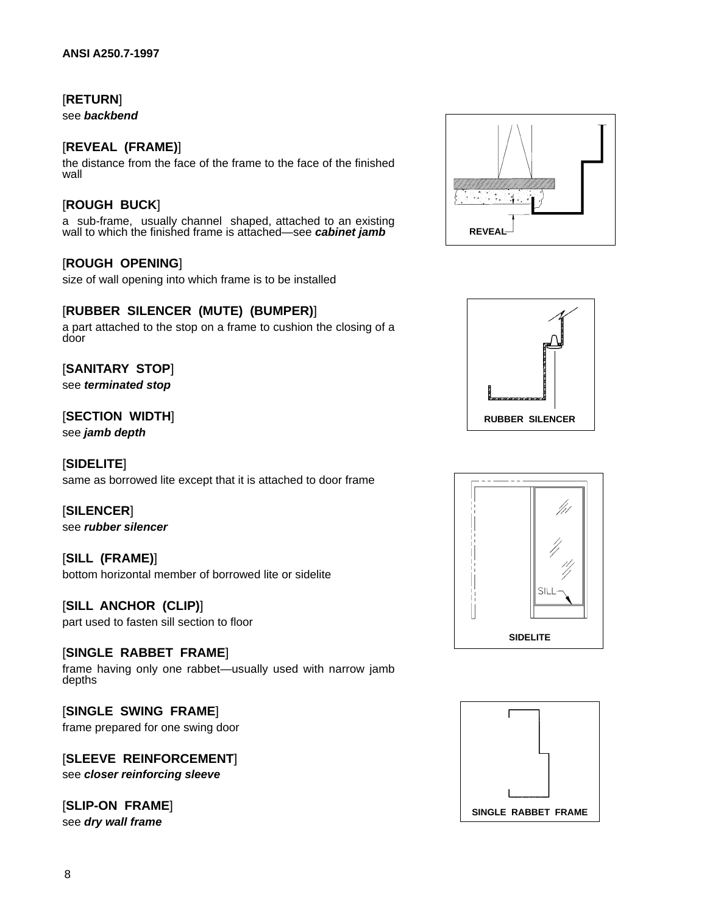[**RETURN**]
see ***backbend***

[**REVEAL (FRAME)**]
the distance from the face of the frame to the face of the finished wall

[**ROUGH BUCK**]
a sub-frame, usually channel shaped, attached to an existing wall to which the finished frame is attached—see ***cabinet jamb***

[**ROUGH OPENING**]
size of wall opening into which frame is to be installed

[**RUBBER SILENCER (MUTE) (BUMPER)**]
a part attached to the stop on a frame to cushion the closing of a door

[**SANITARY STOP**]
see ***terminated stop***

[**SECTION WIDTH**]
see ***jamb depth***

[**SIDELITE**]
same as borrowed lite except that it is attached to door frame

[**SILENCER**]
see ***rubber silencer***

[**SILL (FRAME)**]
bottom horizontal member of borrowed lite or sidelite

[**SILL ANCHOR (CLIP)**]
part used to fasten sill section to floor

[**SINGLE RABBET FRAME**]
frame having only one rabbet—usually used with narrow jamb depths

[**SINGLE SWING FRAME**]
frame prepared for one swing door

[**SLEEVE REINFORCEMENT**]
see ***closer reinforcing sleeve***

[**SLIP-ON FRAME**]
see ***dry wall frame***

REVEAL

RUBBER SILENCER

SIDELITE

SINGLE RABBET FRAME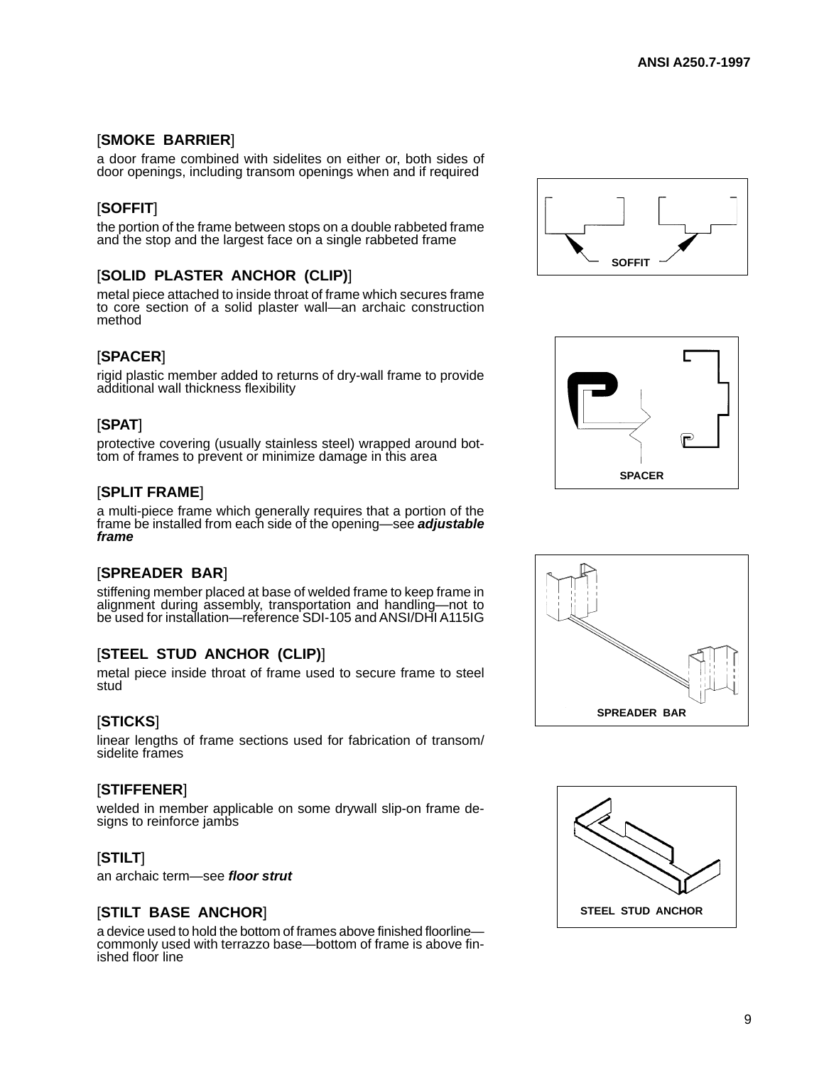[**SMOKE BARRIER**]

a door frame combined with sidelites on either or, both sides of door openings, including transom openings when and if required

[**SOFFIT**]

the portion of the frame between stops on a double rabbeted frame and the stop and the largest face on a single rabbeted frame

SOFFIT

[**SOLID PLASTER ANCHOR (CLIP)**]

metal piece attached to inside throat of frame which secures frame to core section of a solid plaster wall—an archaic construction method

[**SPACER**]

rigid plastic member added to returns of dry-wall frame to provide additional wall thickness flexibility

SPACER

[**SPAT**]

protective covering (usually stainless steel) wrapped around bottom of frames to prevent or minimize damage in this area

[**SPLIT FRAME**]

a multi-piece frame which generally requires that a portion of the frame be installed from each side of the opening—see ***adjustable frame***

[**SPREADER BAR**]

stiffening member placed at base of welded frame to keep frame in alignment during assembly, transportation and handling—not to be used for installation—reference SDI-105 and ANSI/DHI A115IG

SPREADER BAR

[**STEEL STUD ANCHOR (CLIP)**]

metal piece inside throat of frame used to secure frame to steel stud

[**STICKS**]

linear lengths of frame sections used for fabrication of transom/sidelite frames

[**STIFFENER**]

welded in member applicable on some drywall slip-on frame designs to reinforce jambs

STEEL STUD ANCHOR

[**STILT**]

an archaic term—see ***floor strut***

[**STILT BASE ANCHOR**]

a device used to hold the bottom of frames above finished floorline—commonly used with terrazzo base—bottom of frame is above finished floor line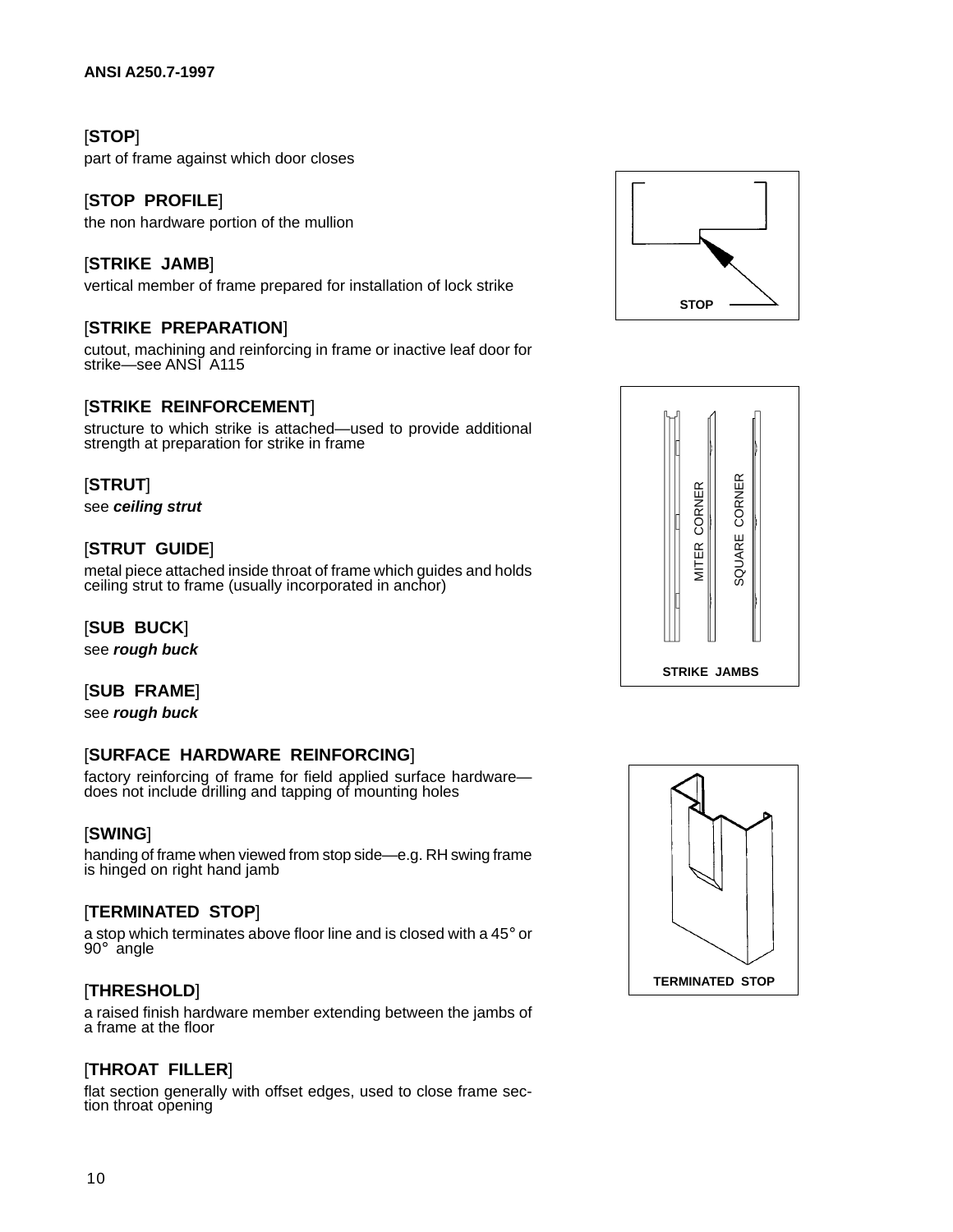[**STOP**]
part of frame against which door closes

[**STOP PROFILE**]
the non hardware portion of the mullion

[**STRIKE JAMB**]
vertical member of frame prepared for installation of lock strike

[**STRIKE PREPARATION**]
cutout, machining and reinforcing in frame or inactive leaf door for strike—see ANSI A115

[**STRIKE REINFORCEMENT**]
structure to which strike is attached—used to provide additional strength at preparation for strike in frame

[**STRUT**]
see ***ceiling strut***

[**STRUT GUIDE**]
metal piece attached inside throat of frame which guides and holds ceiling strut to frame (usually incorporated in anchor)

[**SUB BUCK**]
see ***rough buck***

[**SUB FRAME**]
see ***rough buck***

[**SURFACE HARDWARE REINFORCING**]
factory reinforcing of frame for field applied surface hardware—does not include drilling and tapping of mounting holes

[**SWING**]
handing of frame when viewed from stop side—e.g. RH swing frame is hinged on right hand jamb

[**TERMINATED STOP**]
a stop which terminates above floor line and is closed with a 45° or 90° angle

[**THRESHOLD**]
a raised finish hardware member extending between the jambs of a frame at the floor

[**THROAT FILLER**]
flat section generally with offset edges, used to close frame section throat opening

**STOP**

MITER CORNER  SQUARE CORNER

**STRIKE JAMBS**

**TERMINATED STOP**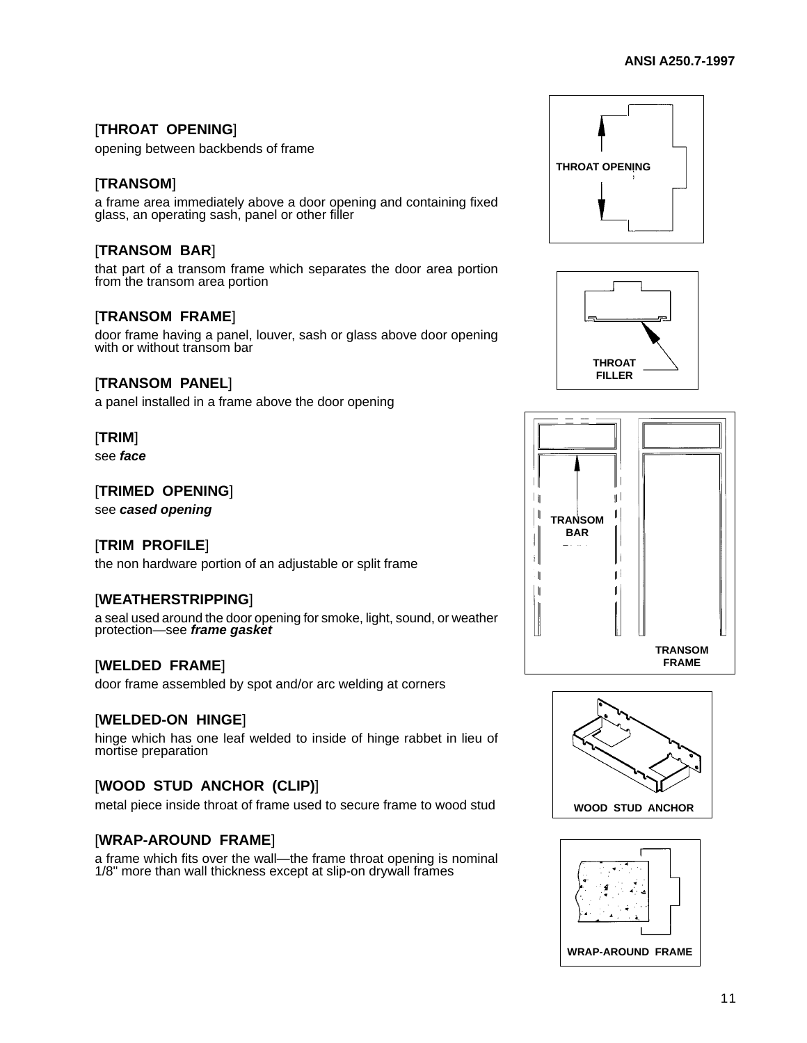[**THROAT OPENING**]

opening between backbends of frame

[**TRANSOM**]

a frame area immediately above a door opening and containing fixed glass, an operating sash, panel or other filler

[**TRANSOM BAR**]

that part of a transom frame which separates the door area portion from the transom area portion

[**TRANSOM FRAME**]

door frame having a panel, louver, sash or glass above door opening with or without transom bar

[**TRANSOM PANEL**]

a panel installed in a frame above the door opening

[**TRIM**]

see ***face***

[**TRIMED OPENING**]

see ***cased opening***

[**TRIM PROFILE**]

the non hardware portion of an adjustable or split frame

[**WEATHERSTRIPPING**]

a seal used around the door opening for smoke, light, sound, or weather protection—see ***frame gasket***

[**WELDED FRAME**]

door frame assembled by spot and/or arc welding at corners

[**WELDED-ON HINGE**]

hinge which has one leaf welded to inside of hinge rabbet in lieu of mortise preparation

[**WOOD STUD ANCHOR (CLIP)**]

metal piece inside throat of frame used to secure frame to wood stud

[**WRAP-AROUND FRAME**]

a frame which fits over the wall—the frame throat opening is nominal 1/8" more than wall thickness except at slip-on drywall frames

THROAT OPENING

THROAT FILLER

TRANSOM BAR

TRANSOM FRAME

WOOD STUD ANCHOR

WRAP-AROUND FRAME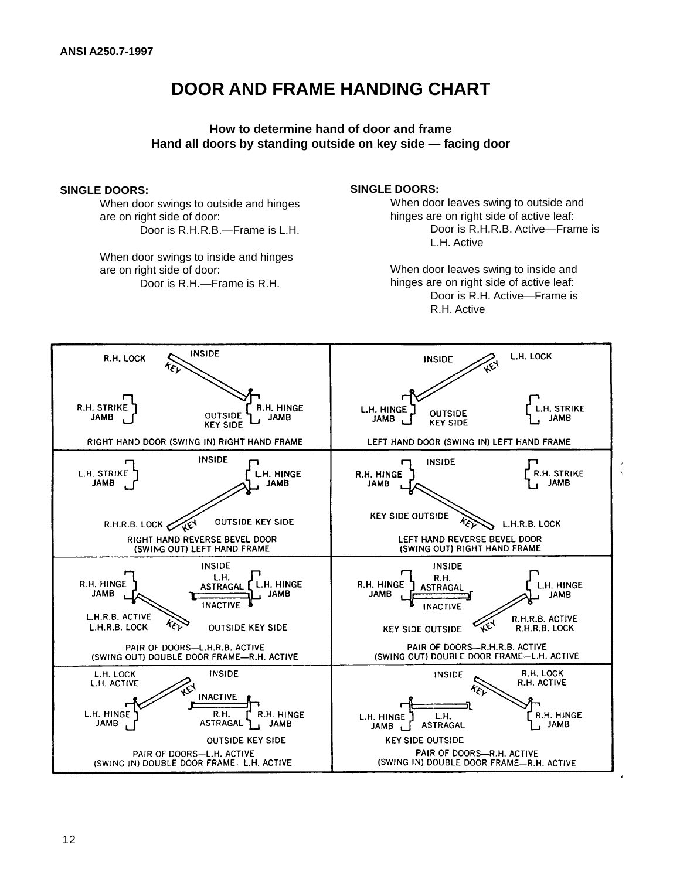# DOOR AND FRAME HANDING CHART

**How to determine hand of door and frame**
**Hand all doors by standing outside on key side — facing door**

**SINGLE DOORS:**

When door swings to outside and hinges are on right side of door:
Door is R.H.R.B.—Frame is L.H.

When door swings to inside and hinges are on right side of door:
Door is R.H.—Frame is R.H.

**SINGLE DOORS:**

When door leaves swing to outside and hinges are on right side of active leaf:
Door is R.H.R.B. Active—Frame is L.H. Active

When door leaves swing to inside and hinges are on right side of active leaf:
Door is R.H. Active—Frame is R.H. Active

| | |
|---|---|
| INSIDE; R.H. LOCK; KEY; R.H. STRIKE JAMB; R.H. HINGE JAMB; OUTSIDE KEY SIDE<br>RIGHT HAND DOOR (SWING IN) RIGHT HAND FRAME | INSIDE; L.H. LOCK; KEY; L.H. HINGE JAMB; OUTSIDE KEY SIDE; L.H. STRIKE JAMB<br>LEFT HAND DOOR (SWING IN) LEFT HAND FRAME |
| INSIDE; L.H. STRIKE JAMB; L.H. HINGE JAMB; R.H.R.B. LOCK; KEY; OUTSIDE KEY SIDE<br>RIGHT HAND REVERSE BEVEL DOOR (SWING OUT) LEFT HAND FRAME | INSIDE; R.H. HINGE JAMB; R.H. STRIKE JAMB; KEY SIDE OUTSIDE; KEY; L.H.R.B. LOCK<br>LEFT HAND REVERSE BEVEL DOOR (SWING OUT) RIGHT HAND FRAME |
| INSIDE; R.H. HINGE JAMB; L.H. ASTRAGAL; L.H. HINGE JAMB; INACTIVE; L.H.R.B. ACTIVE; L.H.R.B. LOCK; KEY; OUTSIDE KEY SIDE<br>PAIR OF DOORS—L.H.R.B. ACTIVE (SWING OUT) DOUBLE DOOR FRAME—R.H. ACTIVE | INSIDE; R.H. HINGE JAMB; R.H. ASTRAGAL; L.H. HINGE JAMB; INACTIVE; KEY SIDE OUTSIDE; KEY; R.H.R.B. ACTIVE; R.H.R.B. LOCK<br>PAIR OF DOORS—R.H.R.B. ACTIVE (SWING OUT) DOUBLE DOOR FRAME—L.H. ACTIVE |
| L.H. LOCK; L.H. ACTIVE; INSIDE; KEY; INACTIVE; L.H. HINGE JAMB; R.H. ASTRAGAL; R.H. HINGE JAMB; OUTSIDE KEY SIDE<br>PAIR OF DOORS—L.H. ACTIVE (SWING IN) DOUBLE DOOR FRAME—L.H. ACTIVE | INSIDE; R.H. LOCK; R.H. ACTIVE; KEY; L.H. HINGE JAMB; L.H. ASTRAGAL; R.H. HINGE JAMB; KEY SIDE OUTSIDE<br>PAIR OF DOORS—R.H. ACTIVE (SWING IN) DOUBLE DOOR FRAME—R.H. ACTIVE |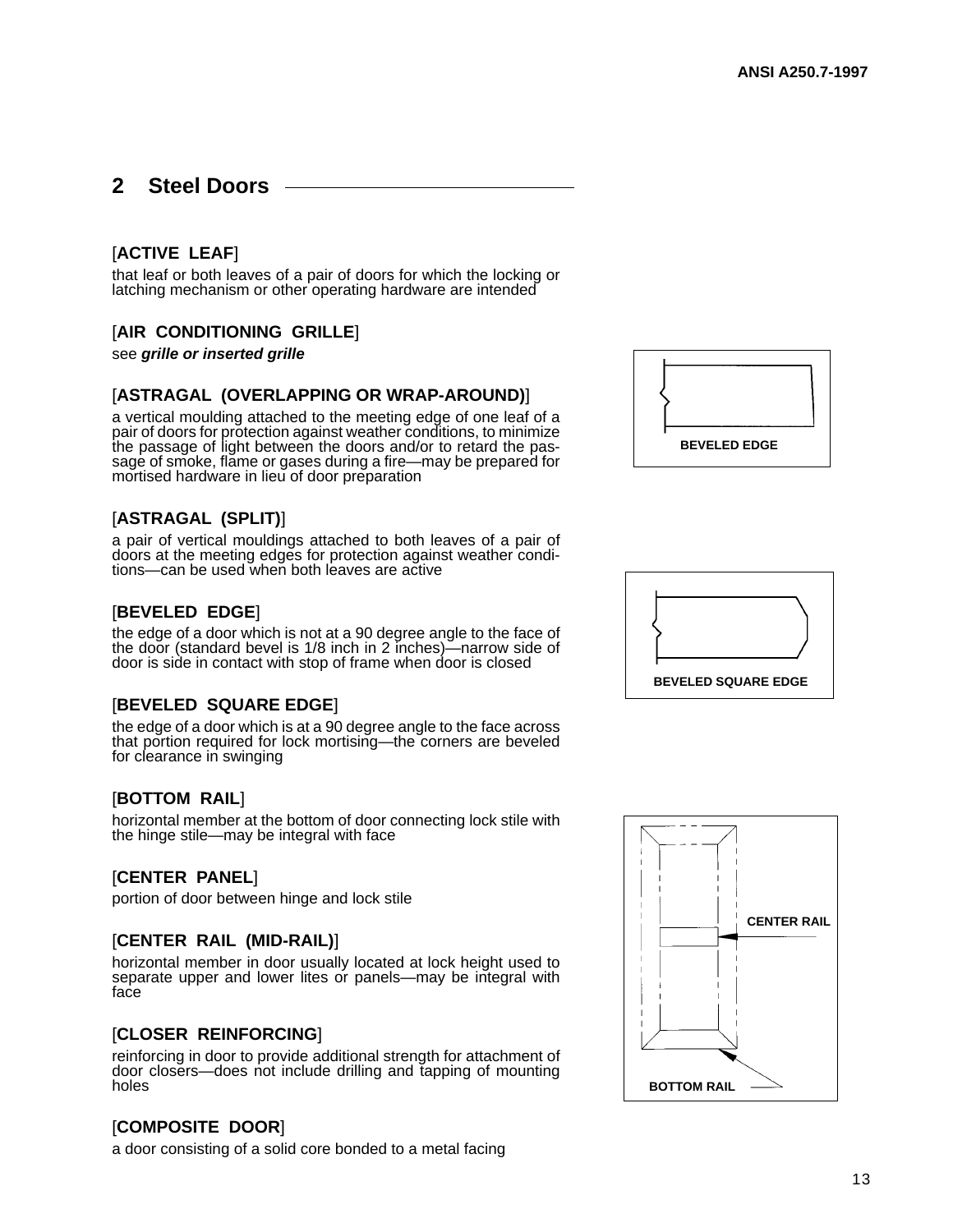## 2 Steel Doors

[**ACTIVE LEAF**]

that leaf or both leaves of a pair of doors for which the locking or latching mechanism or other operating hardware are intended

[**AIR CONDITIONING GRILLE**]

see ***grille or inserted grille***

[**ASTRAGAL (OVERLAPPING OR WRAP-AROUND)**]

a vertical moulding attached to the meeting edge of one leaf of a pair of doors for protection against weather conditions, to minimize the passage of light between the doors and/or to retard the passage of smoke, flame or gases during a fire—may be prepared for mortised hardware in lieu of door preparation

[**ASTRAGAL (SPLIT)**]

a pair of vertical mouldings attached to both leaves of a pair of doors at the meeting edges for protection against weather conditions—can be used when both leaves are active

[**BEVELED EDGE**]

the edge of a door which is not at a 90 degree angle to the face of the door (standard bevel is 1/8 inch in 2 inches)—narrow side of door is side in contact with stop of frame when door is closed

BEVELED EDGE

[**BEVELED SQUARE EDGE**]

the edge of a door which is at a 90 degree angle to the face across that portion required for lock mortising—the corners are beveled for clearance in swinging

BEVELED SQUARE EDGE

[**BOTTOM RAIL**]

horizontal member at the bottom of door connecting lock stile with the hinge stile—may be integral with face

[**CENTER PANEL**]

portion of door between hinge and lock stile

[**CENTER RAIL (MID-RAIL)**]

horizontal member in door usually located at lock height used to separate upper and lower lites or panels—may be integral with face

CENTER RAIL

BOTTOM RAIL

[**CLOSER REINFORCING**]

reinforcing in door to provide additional strength for attachment of door closers—does not include drilling and tapping of mounting holes

[**COMPOSITE DOOR**]

a door consisting of a solid core bonded to a metal facing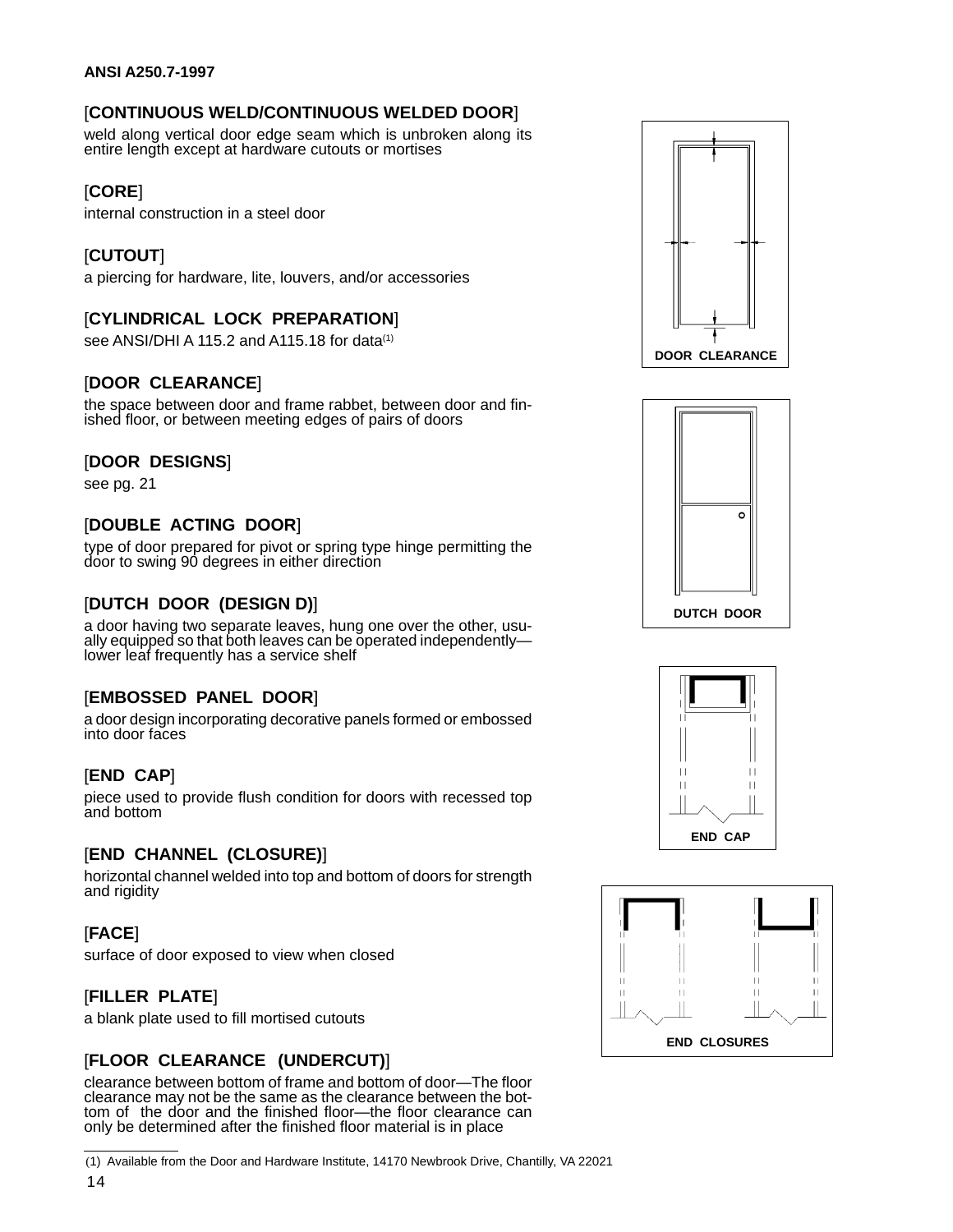### [**CONTINUOUS WELD/CONTINUOUS WELDED DOOR**]

weld along vertical door edge seam which is unbroken along its entire length except at hardware cutouts or mortises

### [**CORE**]

internal construction in a steel door

### [**CUTOUT**]

a piercing for hardware, lite, louvers, and/or accessories

### [**CYLINDRICAL LOCK PREPARATION**]

see ANSI/DHI A 115.2 and A115.18 for data[(1)]

### [**DOOR CLEARANCE**]

the space between door and frame rabbet, between door and finished floor, or between meeting edges of pairs of doors

DOOR CLEARANCE

### [**DOOR DESIGNS**]

see pg. 21

### [**DOUBLE ACTING DOOR**]

type of door prepared for pivot or spring type hinge permitting the door to swing 90 degrees in either direction

### [**DUTCH DOOR (DESIGN D)**]

a door having two separate leaves, hung one over the other, usually equipped so that both leaves can be operated independently—lower leaf frequently has a service shelf

DUTCH DOOR

### [**EMBOSSED PANEL DOOR**]

a door design incorporating decorative panels formed or embossed into door faces

### [**END CAP**]

piece used to provide flush condition for doors with recessed top and bottom

END CAP

### [**END CHANNEL (CLOSURE)**]

horizontal channel welded into top and bottom of doors for strength and rigidity

END CLOSURES

### [**FACE**]

surface of door exposed to view when closed

### [**FILLER PLATE**]

a blank plate used to fill mortised cutouts

### [**FLOOR CLEARANCE (UNDERCUT)**]

clearance between bottom of frame and bottom of door—The floor clearance may not be the same as the clearance between the bottom of the door and the finished floor—the floor clearance can only be determined after the finished floor material is in place

---

(1) Available from the Door and Hardware Institute, 14170 Newbrook Drive, Chantilly, VA 22021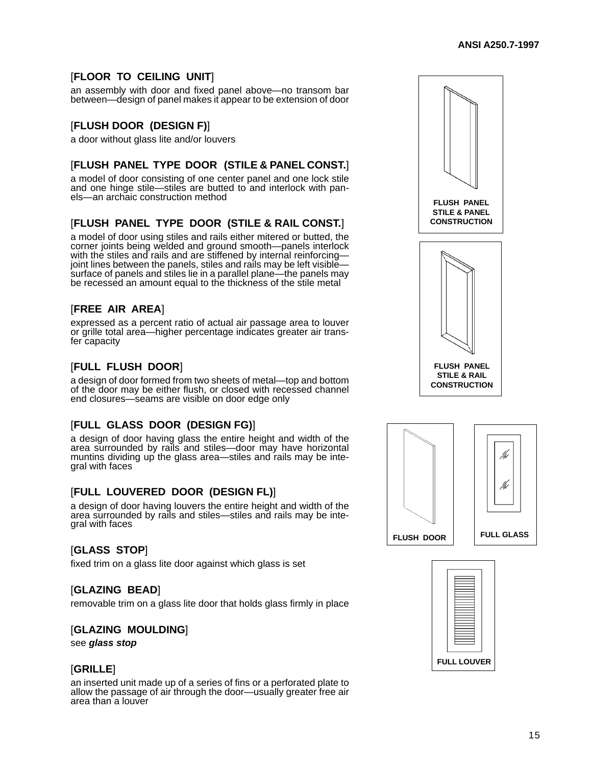[**FLOOR TO CEILING UNIT**]

an assembly with door and fixed panel above—no transom bar between—design of panel makes it appear to be extension of door

[**FLUSH DOOR (DESIGN F)**]

a door without glass lite and/or louvers

[**FLUSH PANEL TYPE DOOR (STILE & PANEL CONST.**]

a model of door consisting of one center panel and one lock stile and one hinge stile—stiles are butted to and interlock with panels—an archaic construction method

[**FLUSH PANEL TYPE DOOR (STILE & RAIL CONST.**]

a model of door using stiles and rails either mitered or butted, the corner joints being welded and ground smooth—panels interlock with the stiles and rails and are stiffened by internal reinforcing—joint lines between the panels, stiles and rails may be left visible—surface of panels and stiles lie in a parallel plane—the panels may be recessed an amount equal to the thickness of the stile metal

[**FREE AIR AREA**]

expressed as a percent ratio of actual air passage area to louver or grille total area—higher percentage indicates greater air transfer capacity

[**FULL FLUSH DOOR**]

a design of door formed from two sheets of metal—top and bottom of the door may be either flush, or closed with recessed channel end closures—seams are visible on door edge only

[**FULL GLASS DOOR (DESIGN FG)**]

a design of door having glass the entire height and width of the area surrounded by rails and stiles—door may have horizontal muntins dividing up the glass area—stiles and rails may be integral with faces

[**FULL LOUVERED DOOR (DESIGN FL)**]

a design of door having louvers the entire height and width of the area surrounded by rails and stiles—stiles and rails may be integral with faces

[**GLASS STOP**]

fixed trim on a glass lite door against which glass is set

[**GLAZING BEAD**]

removable trim on a glass lite door that holds glass firmly in place

[**GLAZING MOULDING**]

see ***glass stop***

[**GRILLE**]

an inserted unit made up of a series of fins or a perforated plate to allow the passage of air through the door—usually greater free air area than a louver

**FLUSH PANEL STILE & PANEL CONSTRUCTION**

**FLUSH PANEL STILE & RAIL CONSTRUCTION**

**FLUSH DOOR**

**FULL GLASS**

**FULL LOUVER**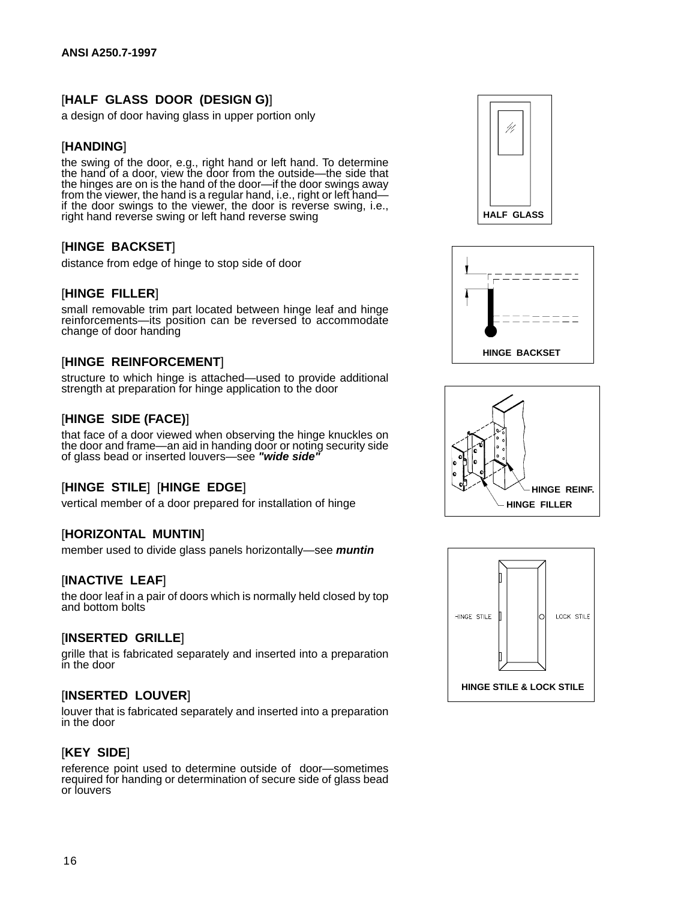[**HALF GLASS DOOR (DESIGN G)**]

a design of door having glass in upper portion only

[**HANDING**]

the swing of the door, e.g., right hand or left hand. To determine the hand of a door, view the door from the outside—the side that the hinges are on is the hand of the door—if the door swings away from the viewer, the hand is a regular hand, i.e., right or left hand—if the door swings to the viewer, the door is reverse swing, i.e., right hand reverse swing or left hand reverse swing

[**HINGE BACKSET**]

distance from edge of hinge to stop side of door

[**HINGE FILLER**]

small removable trim part located between hinge leaf and hinge reinforcements—its position can be reversed to accommodate change of door handing

[**HINGE REINFORCEMENT**]

structure to which hinge is attached—used to provide additional strength at preparation for hinge application to the door

[**HINGE SIDE (FACE)**]

that face of a door viewed when observing the hinge knuckles on the door and frame—an aid in handing door or noting security side of glass bead or inserted louvers—see ***"wide side"***

[**HINGE STILE**] [**HINGE EDGE**]

vertical member of a door prepared for installation of hinge

[**HORIZONTAL MUNTIN**]

member used to divide glass panels horizontally—see ***muntin***

[**INACTIVE LEAF**]

the door leaf in a pair of doors which is normally held closed by top and bottom bolts

[**INSERTED GRILLE**]

grille that is fabricated separately and inserted into a preparation in the door

[**INSERTED LOUVER**]

louver that is fabricated separately and inserted into a preparation in the door

[**KEY SIDE**]

reference point used to determine outside of door—sometimes required for handing or determination of secure side of glass bead or louvers

HALF GLASS

HINGE BACKSET

HINGE REINF.
HINGE FILLER

HINGE STILE LOCK STILE
HINGE STILE & LOCK STILE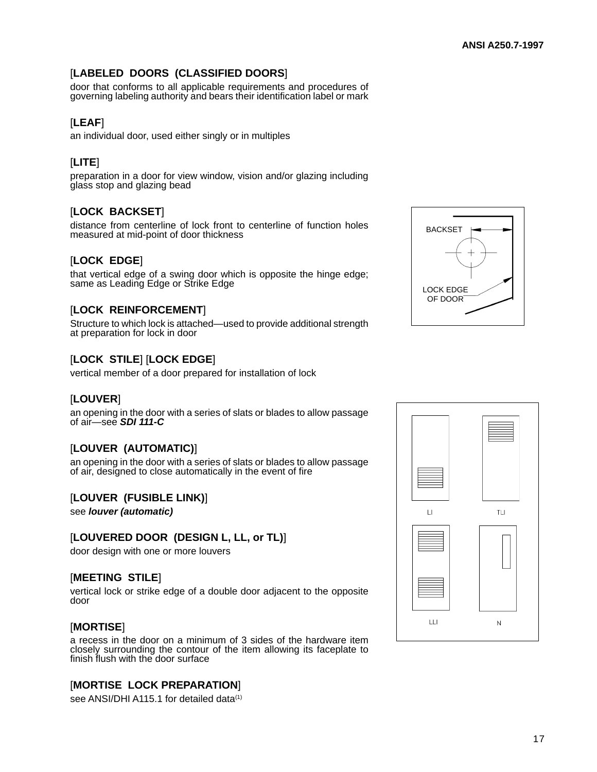[**LABELED DOORS (CLASSIFIED DOORS**]

door that conforms to all applicable requirements and procedures of governing labeling authority and bears their identification label or mark

[**LEAF**]

an individual door, used either singly or in multiples

[**LITE**]

preparation in a door for view window, vision and/or glazing including glass stop and glazing bead

[**LOCK BACKSET**]

distance from centerline of lock front to centerline of function holes measured at mid-point of door thickness

[**LOCK EDGE**]

that vertical edge of a swing door which is opposite the hinge edge; same as Leading Edge or Strike Edge

[**LOCK REINFORCEMENT**]

Structure to which lock is attached—used to provide additional strength at preparation for lock in door

[**LOCK STILE**] [**LOCK EDGE**]

vertical member of a door prepared for installation of lock

[**LOUVER**]

an opening in the door with a series of slats or blades to allow passage of air—see ***SDI 111-C***

[**LOUVER (AUTOMATIC)**]

an opening in the door with a series of slats or blades to allow passage of air, designed to close automatically in the event of fire

[**LOUVER (FUSIBLE LINK)**]

see ***louver (automatic)***

[**LOUVERED DOOR (DESIGN L, LL, or TL)**]

door design with one or more louvers

[**MEETING STILE**]

vertical lock or strike edge of a double door adjacent to the opposite door

[**MORTISE**]

a recess in the door on a minimum of 3 sides of the hardware item closely surrounding the contour of the item allowing its faceplate to finish flush with the door surface

[**MORTISE LOCK PREPARATION**]

see ANSI/DHI A115.1 for detailed data[1]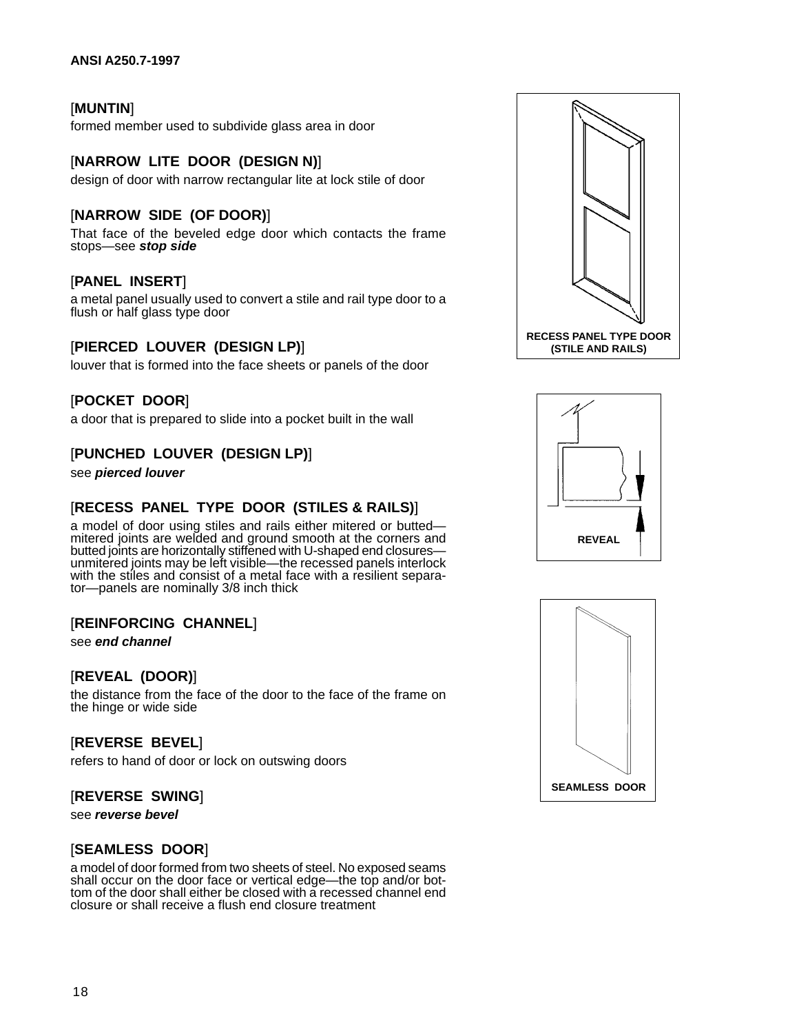[**MUNTIN**]

formed member used to subdivide glass area in door

[**NARROW LITE DOOR (DESIGN N)**]

design of door with narrow rectangular lite at lock stile of door

[**NARROW SIDE (OF DOOR)**]

That face of the beveled edge door which contacts the frame stops—see ***stop side***

[**PANEL INSERT**]

a metal panel usually used to convert a stile and rail type door to a flush or half glass type door

[**PIERCED LOUVER (DESIGN LP)**]

louver that is formed into the face sheets or panels of the door

[**POCKET DOOR**]

a door that is prepared to slide into a pocket built in the wall

[**PUNCHED LOUVER (DESIGN LP)**]

see ***pierced louver***

[**RECESS PANEL TYPE DOOR (STILES & RAILS)**]

a model of door using stiles and rails either mitered or butted—mitered joints are welded and ground smooth at the corners and butted joints are horizontally stiffened with U-shaped end closures—unmitered joints may be left visible—the recessed panels interlock with the stiles and consist of a metal face with a resilient separator—panels are nominally 3/8 inch thick

[**REINFORCING CHANNEL**]

see ***end channel***

[**REVEAL (DOOR)**]

the distance from the face of the door to the face of the frame on the hinge or wide side

[**REVERSE BEVEL**]

refers to hand of door or lock on outswing doors

[**REVERSE SWING**]

see ***reverse bevel***

[**SEAMLESS DOOR**]

a model of door formed from two sheets of steel. No exposed seams shall occur on the door face or vertical edge—the top and/or bottom of the door shall either be closed with a recessed channel end closure or shall receive a flush end closure treatment

RECESS PANEL TYPE DOOR (STILE AND RAILS)

REVEAL

SEAMLESS DOOR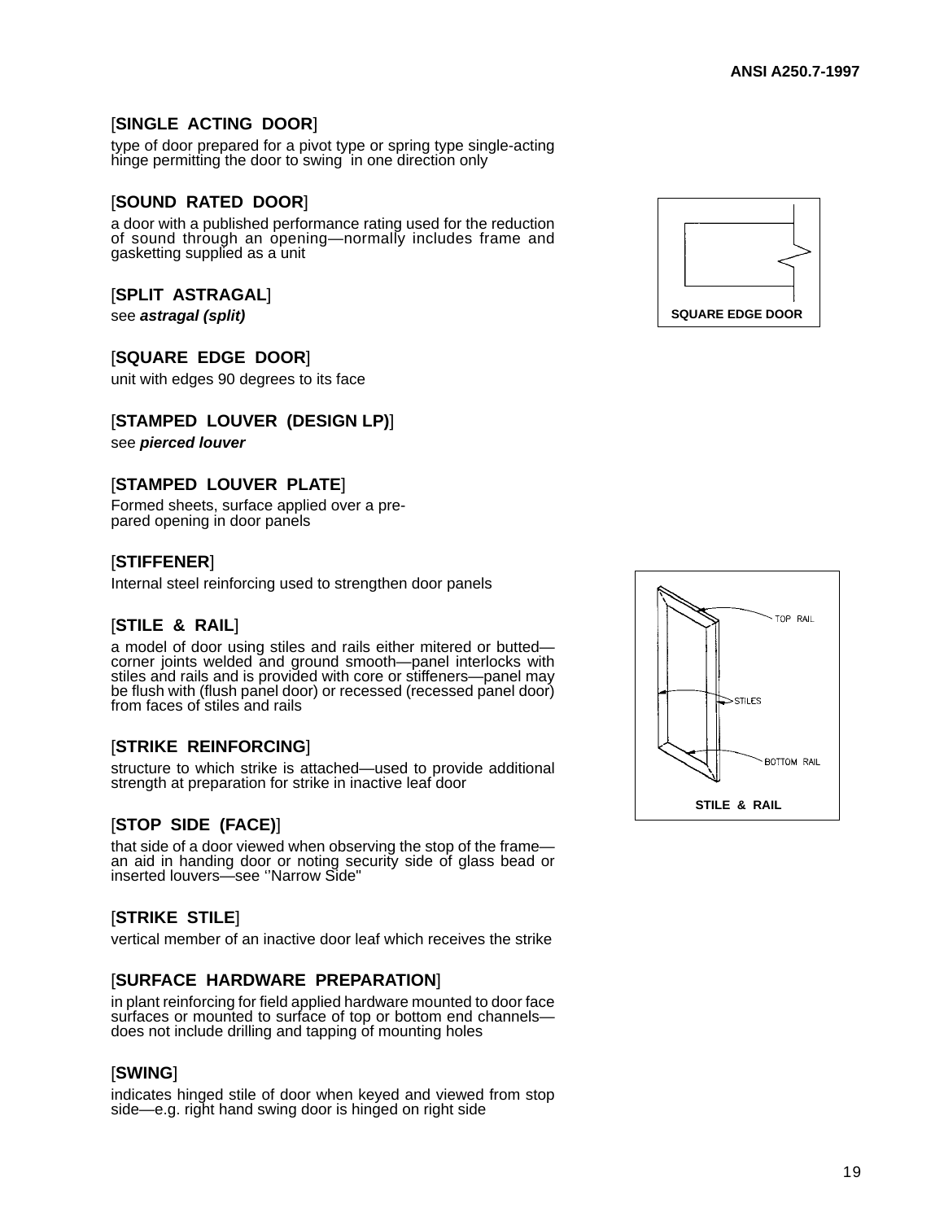### [SINGLE ACTING DOOR]

type of door prepared for a pivot type or spring type single-acting hinge permitting the door to swing in one direction only

### [SOUND RATED DOOR]

a door with a published performance rating used for the reduction of sound through an opening—normally includes frame and gasketting supplied as a unit

### [SPLIT ASTRAGAL]

see ***astragal (split)***

### [SQUARE EDGE DOOR]

unit with edges 90 degrees to its face

SQUARE EDGE DOOR

### [STAMPED LOUVER (DESIGN LP)]

see ***pierced louver***

### [STAMPED LOUVER PLATE]

Formed sheets, surface applied over a pre-pared opening in door panels

### [STIFFENER]

Internal steel reinforcing used to strengthen door panels

### [STILE & RAIL]

a model of door using stiles and rails either mitered or butted—corner joints welded and ground smooth—panel interlocks with stiles and rails and is provided with core or stiffeners—panel may be flush with (flush panel door) or recessed (recessed panel door) from faces of stiles and rails

TOP RAIL

STILES

BOTTOM RAIL

STILE & RAIL

### [STRIKE REINFORCING]

structure to which strike is attached—used to provide additional strength at preparation for strike in inactive leaf door

### [STOP SIDE (FACE)]

that side of a door viewed when observing the stop of the frame—an aid in handing door or noting security side of glass bead or inserted louvers—see "Narrow Side"

### [STRIKE STILE]

vertical member of an inactive door leaf which receives the strike

### [SURFACE HARDWARE PREPARATION]

in plant reinforcing for field applied hardware mounted to door face surfaces or mounted to surface of top or bottom end channels—does not include drilling and tapping of mounting holes

### [SWING]

indicates hinged stile of door when keyed and viewed from stop side—e.g. right hand swing door is hinged on right side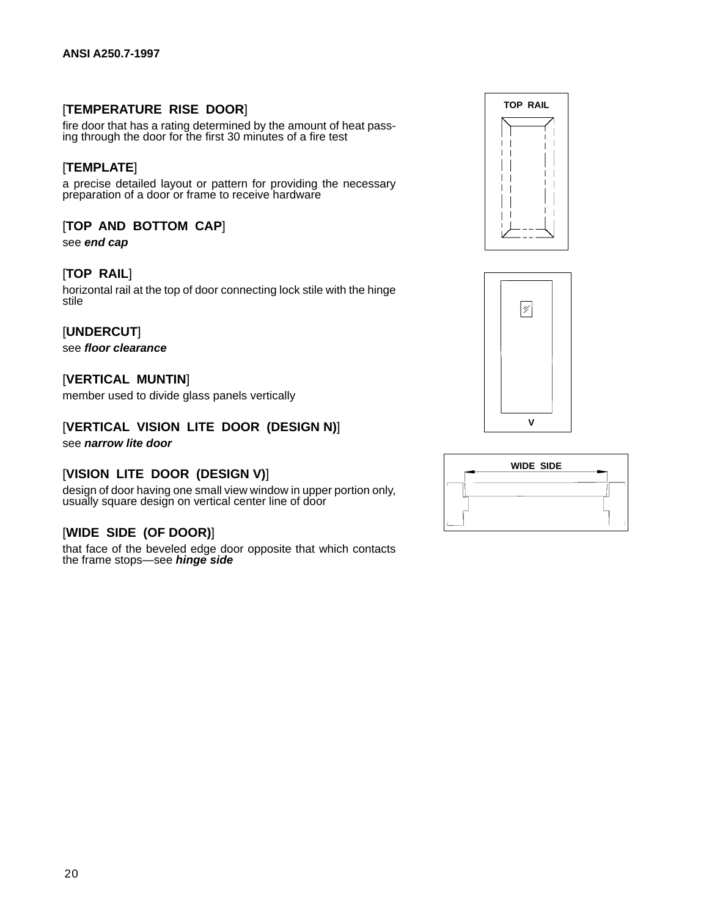[**TEMPERATURE RISE DOOR**]

fire door that has a rating determined by the amount of heat passing through the door for the first 30 minutes of a fire test

[**TEMPLATE**]

a precise detailed layout or pattern for providing the necessary preparation of a door or frame to receive hardware

[**TOP AND BOTTOM CAP**]

see ***end cap***

[**TOP RAIL**]

horizontal rail at the top of door connecting lock stile with the hinge stile

[**UNDERCUT**]

see ***floor clearance***

[**VERTICAL MUNTIN**]

member used to divide glass panels vertically

[**VERTICAL VISION LITE DOOR (DESIGN N)**]

see ***narrow lite door***

[**VISION LITE DOOR (DESIGN V)**]

design of door having one small view window in upper portion only, usually square design on vertical center line of door

[**WIDE SIDE (OF DOOR)**]

that face of the beveled edge door opposite that which contacts the frame stops—see ***hinge side***

TOP RAIL

V

WIDE SIDE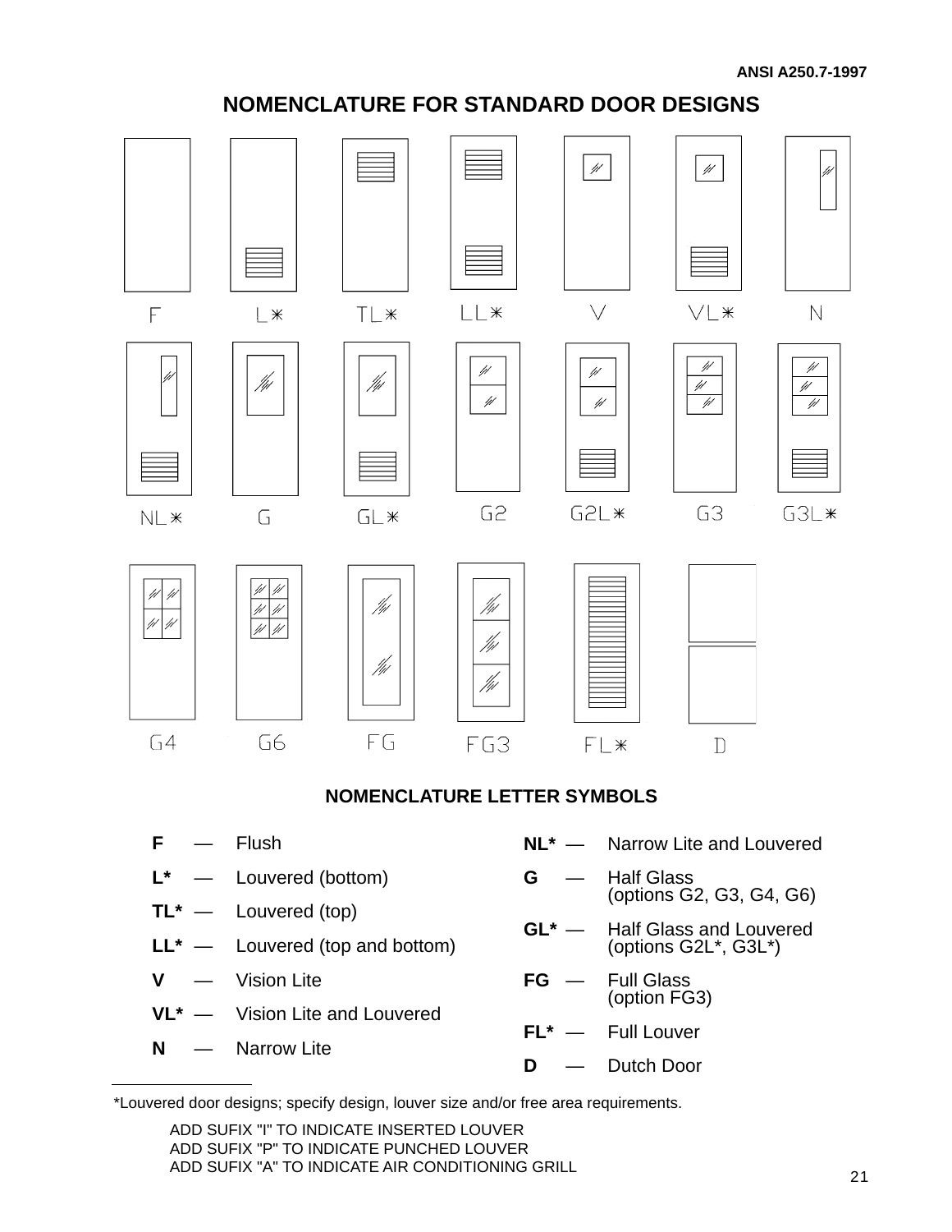## NOMENCLATURE FOR STANDARD DOOR DESIGNS

F L* TL* LL* V VL* N

NL* G GL* G2 G2L* G3 G3L*

G4 G6 FG FG3 FL* D

### NOMENCLATURE LETTER SYMBOLS

**F** — Flush

**L*** — Louvered (bottom)

**TL*** — Louvered (top)

**LL*** — Louvered (top and bottom)

**V** — Vision Lite

**VL*** — Vision Lite and Louvered

**N** — Narrow Lite

**NL*** — Narrow Lite and Louvered

**G** — Half Glass (options G2, G3, G4, G6)

**GL*** — Half Glass and Louvered (options G2L*, G3L*)

**FG** — Full Glass (option FG3)

**FL*** — Full Louver

**D** — Dutch Door

---

*Louvered door designs; specify design, louver size and/or free area requirements.

ADD SUFIX "I" TO INDICATE INSERTED LOUVER
ADD SUFIX "P" TO INDICATE PUNCHED LOUVER
ADD SUFIX "A" TO INDICATE AIR CONDITIONING GRILL